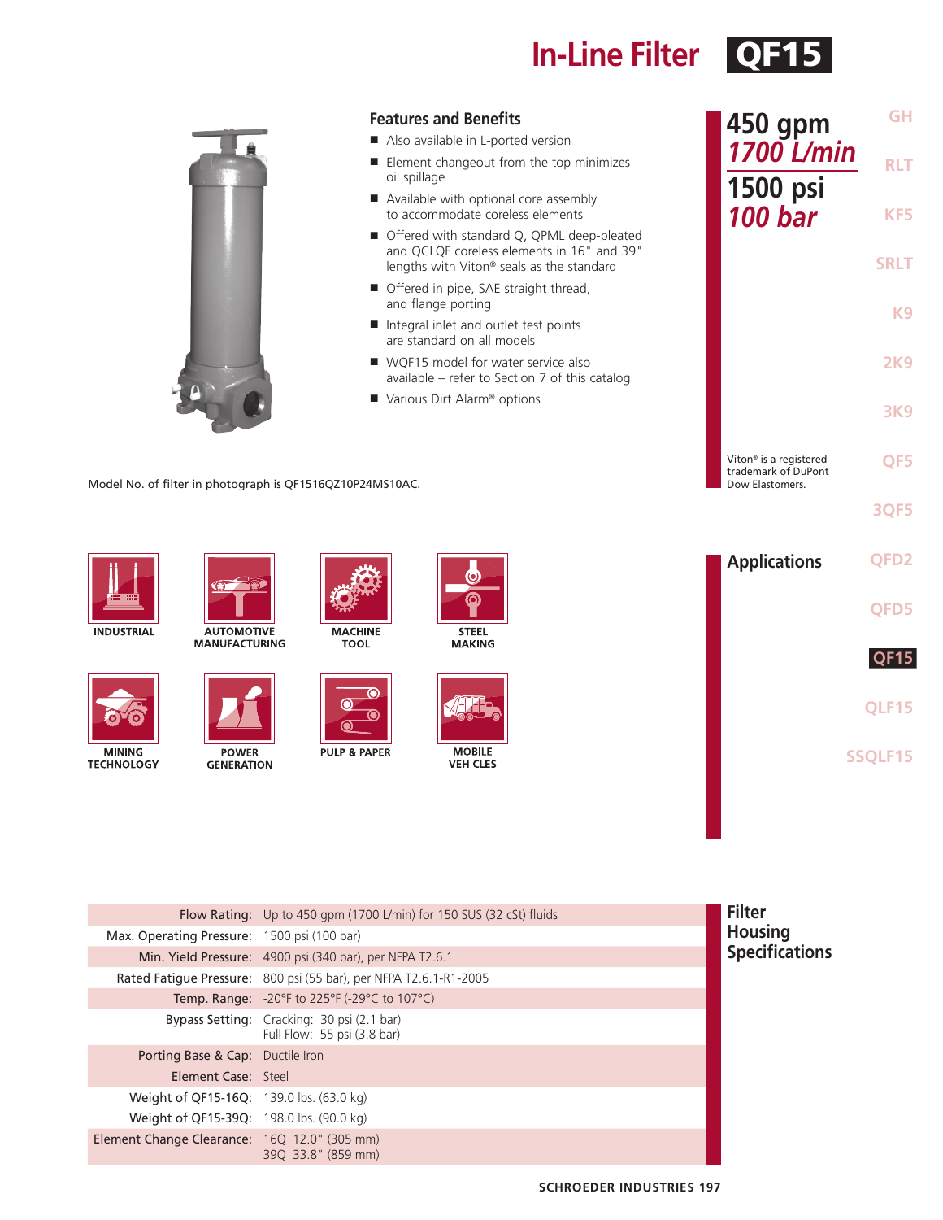# In-Line Filter QF15

## Features and Benefits

- Also available in L-ported version
- Element changeout from the top minimizes oil spillage
- Available with optional core assembly to accommodate coreless elements
- Offered with standard Q, QPML deep-pleated and QCLQF coreless elements in 16" and 39" lengths with Viton® seals as the standard
- Offered in pipe, SAE straight thread, and flange porting
- Integral inlet and outlet test points are standard on all models
- WQF15 model for water service also available – refer to Section 7 of this catalog
- Various Dirt Alarm® options

**450 gpm**
***1700 L/min***

**1500 psi**
***100 bar***

Model No. of filter in photograph is QF1516QZ10P24MS10AC.

Viton® is a registered trademark of DuPont Dow Elastomers.

## Applications

- INDUSTRIAL
- AUTOMOTIVE MANUFACTURING
- MACHINE TOOL
- STEEL MAKING
- MINING TECHNOLOGY
- POWER GENERATION
- PULP & PAPER
- MOBILE VEHICLES

## Filter Housing Specifications

| | |
|---|---|
| Flow Rating: | Up to 450 gpm (1700 L/min) for 150 SUS (32 cSt) fluids |
| Max. Operating Pressure: | 1500 psi (100 bar) |
| Min. Yield Pressure: | 4900 psi (340 bar), per NFPA T2.6.1 |
| Rated Fatigue Pressure: | 800 psi (55 bar), per NFPA T2.6.1-R1-2005 |
| Temp. Range: | -20°F to 225°F (-29°C to 107°C) |
| Bypass Setting: | Cracking: 30 psi (2.1 bar)<br>Full Flow: 55 psi (3.8 bar) |
| Porting Base & Cap: | Ductile Iron |
| Element Case: | Steel |
| Weight of QF15-16Q: | 139.0 lbs. (63.0 kg) |
| Weight of QF15-39Q: | 198.0 lbs. (90.0 kg) |
| Element Change Clearance: | 16Q 12.0" (305 mm)<br>39Q 33.8" (859 mm) |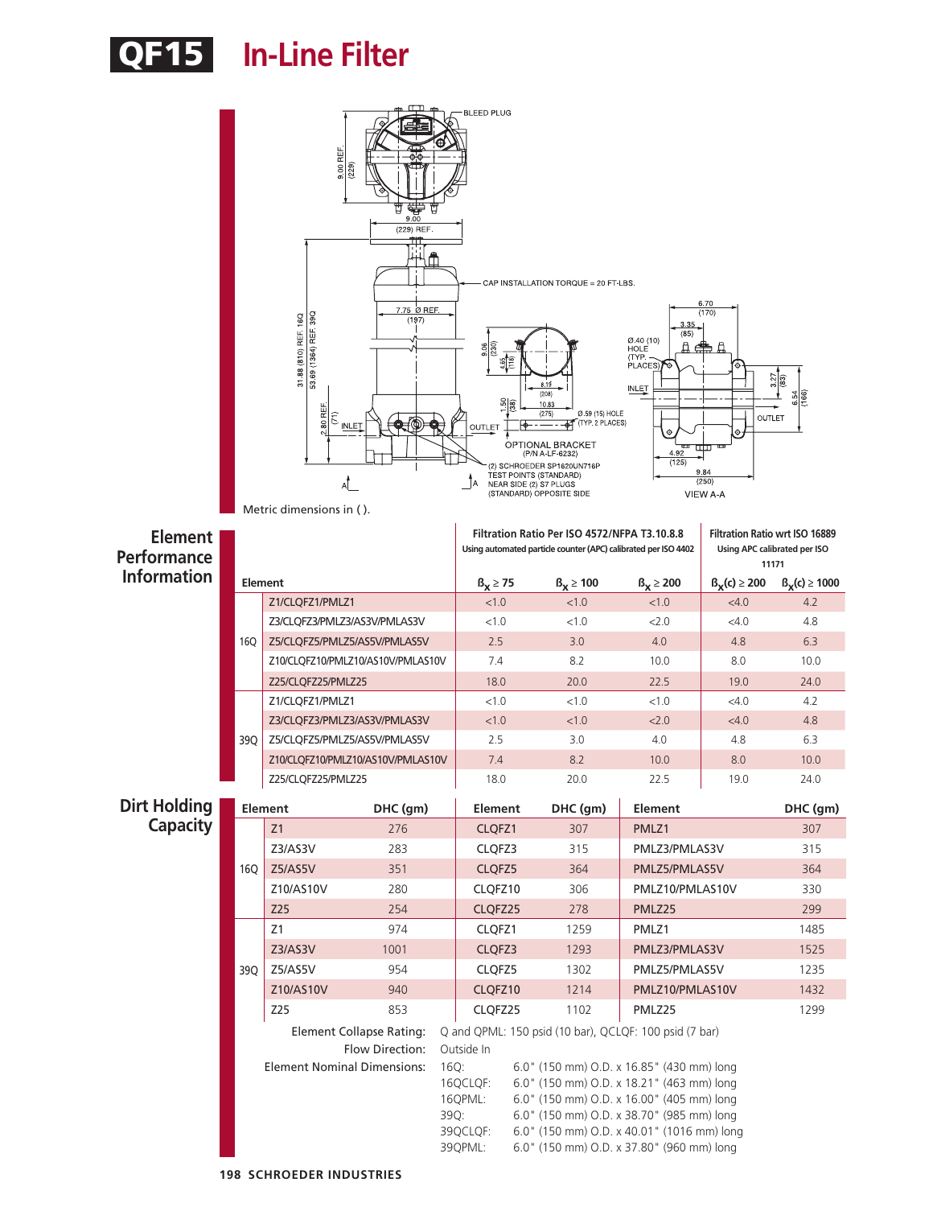# QF15 In-Line Filter

BLEED PLUG

9.00 REF. (229)

9.00 (229) REF.

CAP INSTALLATION TORQUE = 20 FT-LBS.

7.75 Ø REF. (197)

31.88 (810) REF. 16Q
53.69 (1364) REF. 39Q

2.80 REF. (71)

INLET

OUTLET

9.06 (230)
4.65 (118)
8.19 (208)
10.83 (275)
1.50 (38)
Ø.59 (15) HOLE (TYP. 2 PLACES)

OPTIONAL BRACKET (P/N A-LF-6232)

(2) SCHROEDER SP1620UN716P TEST POINTS (STANDARD) NEAR SIDE (2) S7 PLUGS (STANDARD) OPPOSITE SIDE

6.70 (170)
3.35 (85)
Ø.40 (10) HOLE (TYP. 4 PLACES)
3.27 (83)
6.54 (166)
4.92 (125)
9.84 (250)

VIEW A-A

Metric dimensions in ( ).

## Element Performance Information

| | Element | Filtration Ratio Per ISO 4572/NFPA T3.10.8.8 Using automated particle counter (APC) calibrated per ISO 4402 | | | Filtration Ratio wrt ISO 16889 Using APC calibrated per ISO 11171 | |
|---|---|---|---|---|---|---|
| | | $\beta_x \geq 75$ | $\beta_x \geq 100$ | $\beta_x \geq 200$ | $\beta_x(c) \geq 200$ | $\beta_x(c) \geq 1000$ |
| 16Q | Z1/CLQFZ1/PMLZ1 | <1.0 | <1.0 | <1.0 | <4.0 | 4.2 |
| | Z3/CLQFZ3/PMLZ3/AS3V/PMLAS3V | <1.0 | <1.0 | <2.0 | <4.0 | 4.8 |
| | Z5/CLQFZ5/PMLZ5/AS5V/PMLAS5V | 2.5 | 3.0 | 4.0 | 4.8 | 6.3 |
| | Z10/CLQFZ10/PMLZ10/AS10V/PMLAS10V | 7.4 | 8.2 | 10.0 | 8.0 | 10.0 |
| | Z25/CLQFZ25/PMLZ25 | 18.0 | 20.0 | 22.5 | 19.0 | 24.0 |
| 39Q | Z1/CLQFZ1/PMLZ1 | <1.0 | <1.0 | <1.0 | <4.0 | 4.2 |
| | Z3/CLQFZ3/PMLZ3/AS3V/PMLAS3V | <1.0 | <1.0 | <2.0 | <4.0 | 4.8 |
| | Z5/CLQFZ5/PMLZ5/AS5V/PMLAS5V | 2.5 | 3.0 | 4.0 | 4.8 | 6.3 |
| | Z10/CLQFZ10/PMLZ10/AS10V/PMLAS10V | 7.4 | 8.2 | 10.0 | 8.0 | 10.0 |
| | Z25/CLQFZ25/PMLZ25 | 18.0 | 20.0 | 22.5 | 19.0 | 24.0 |

## Dirt Holding Capacity

| | Element | DHC (gm) | Element | DHC (gm) | Element | DHC (gm) |
|---|---|---|---|---|---|---|
| 16Q | Z1 | 276 | CLQFZ1 | 307 | PMLZ1 | 307 |
| | Z3/AS3V | 283 | CLQFZ3 | 315 | PMLZ3/PMLAS3V | 315 |
| | Z5/AS5V | 351 | CLQFZ5 | 364 | PMLZ5/PMLAS5V | 364 |
| | Z10/AS10V | 280 | CLQFZ10 | 306 | PMLZ10/PMLAS10V | 330 |
| | Z25 | 254 | CLQFZ25 | 278 | PMLZ25 | 299 |
| 39Q | Z1 | 974 | CLQFZ1 | 1259 | PMLZ1 | 1485 |
| | Z3/AS3V | 1001 | CLQFZ3 | 1293 | PMLZ3/PMLAS3V | 1525 |
| | Z5/AS5V | 954 | CLQFZ5 | 1302 | PMLZ5/PMLAS5V | 1235 |
| | Z10/AS10V | 940 | CLQFZ10 | 1214 | PMLZ10/PMLAS10V | 1432 |
| | Z25 | 853 | CLQFZ25 | 1102 | PMLZ25 | 1299 |

**Element Collapse Rating:** Q and QPML: 150 psid (10 bar), QCLQF: 100 psid (7 bar)

**Flow Direction:** Outside In

**Element Nominal Dimensions:**

- 16Q: 6.0" (150 mm) O.D. x 16.85" (430 mm) long
- 16QCLQF: 6.0" (150 mm) O.D. x 18.21" (463 mm) long
- 16QPML: 6.0" (150 mm) O.D. x 16.00" (405 mm) long
- 39Q: 6.0" (150 mm) O.D. x 38.70" (985 mm) long
- 39QCLQF: 6.0" (150 mm) O.D. x 40.01" (1016 mm) long
- 39QPML: 6.0" (150 mm) O.D. x 37.80" (960 mm) long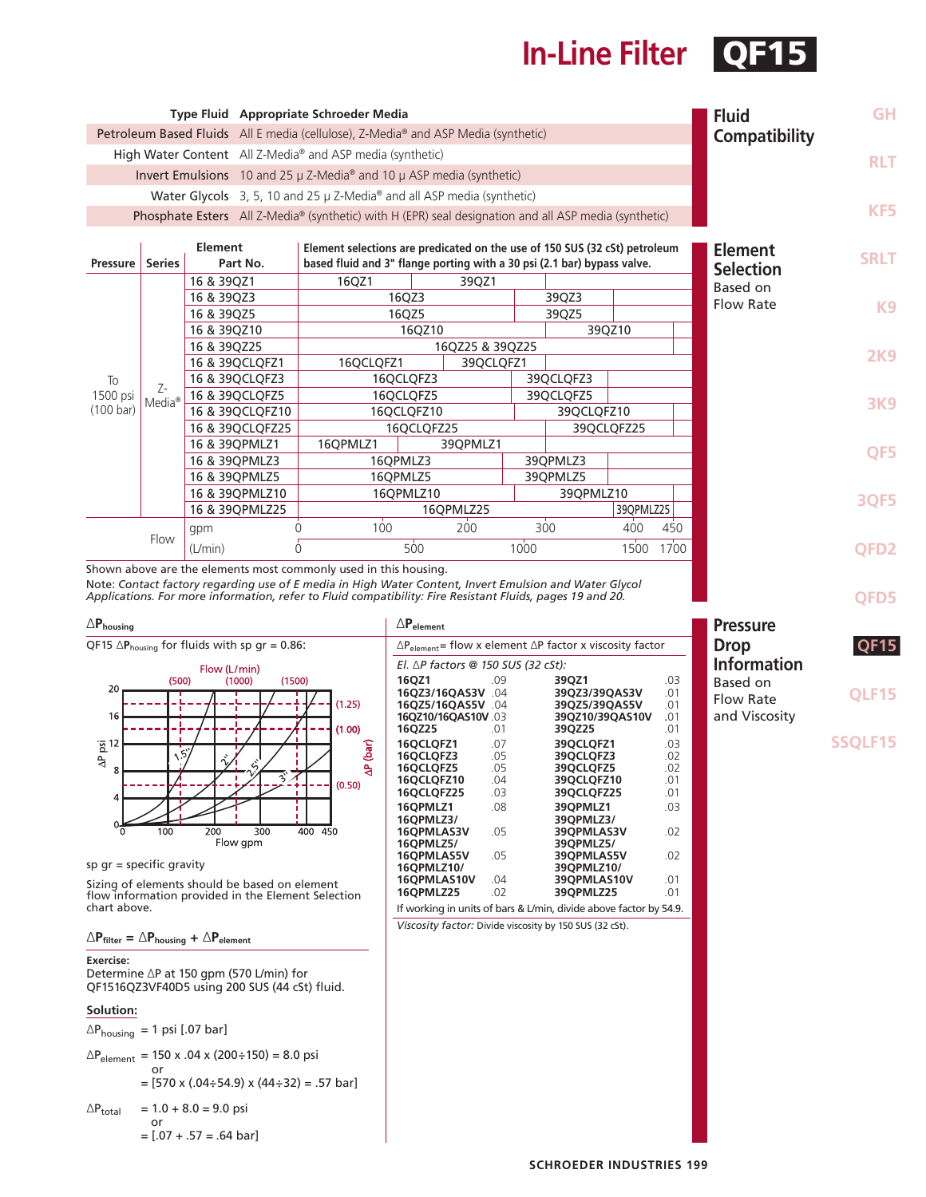# In-Line Filter QF15

## Fluid Compatibility

| Type Fluid | Appropriate Schroeder Media |
|---|---|
| Petroleum Based Fluids | All E media (cellulose), Z-Media® and ASP Media (synthetic) |
| High Water Content | All Z-Media® and ASP media (synthetic) |
| Invert Emulsions | 10 and 25 μ Z-Media® and 10 μ ASP media (synthetic) |
| Water Glycols | 3, 5, 10 and 25 μ Z-Media® and all ASP media (synthetic) |
| Phosphate Esters | All Z-Media® (synthetic) with H (EPR) seal designation and all ASP media (synthetic) |

## Element Selection Based on Flow Rate

Element selections are predicated on the use of 150 SUS (32 cSt) petroleum based fluid and 3" flange porting with a 30 psi (2.1 bar) bypass valve.

| Pressure | Series | Element Part No. | Flow range (16 element) | Flow range (39 element) |
|---|---|---|---|---|
| To 1500 psi (100 bar) | Z-Media® | 16 & 39QZ1 | 16QZ1 | 39QZ1 |
| | | 16 & 39QZ3 | 16QZ3 | 39QZ3 |
| | | 16 & 39QZ5 | 16QZ5 | 39QZ5 |
| | | 16 & 39QZ10 | 16QZ10 | 39QZ10 |
| | | 16 & 39QZ25 | 16QZ25 & 39QZ25 | |
| | | 16 & 39QCLQFZ1 | 16QCLQFZ1 | 39QCLQFZ1 |
| | | 16 & 39QCLQFZ3 | 16QCLQFZ3 | 39QCLQFZ3 |
| | | 16 & 39QCLQFZ5 | 16QCLQFZ5 | 39QCLQFZ5 |
| | | 16 & 39QCLQFZ10 | 16QCLQFZ10 | 39QCLQFZ10 |
| | | 16 & 39QCLQFZ25 | 16QCLQFZ25 | 39QCLQFZ25 |
| | | 16 & 39QPMLZ1 | 16QPMLZ1 | 39QPMLZ1 |
| | | 16 & 39QPMLZ3 | 16QPMLZ3 | 39QPMLZ3 |
| | | 16 & 39QPMLZ5 | 16QPMLZ5 | 39QPMLZ5 |
| | | 16 & 39QPMLZ10 | 16QPMLZ10 | 39QPMLZ10 |
| | | 16 & 39QPMLZ25 | 16QPMLZ25 | 39QPMLZ25 |
| | Flow | gpm | 0 – 100 – 200 – 300 – 400 – 450 | |
| | | (L/min) | 0 – 500 – 1000 – 1500 – 1700 | |

Shown above are the elements most commonly used in this housing.

Note: *Contact factory regarding use of E media in High Water Content, Invert Emulsion and Water Glycol Applications. For more information, refer to Fluid compatibility: Fire Resistant Fluids, pages 19 and 20.*

## Pressure Drop Information Based on Flow Rate and Viscosity

### $\Delta P_{housing}$

QF15 $\Delta P_{housing}$ for fluids with sp gr = 0.86:

(Chart: ΔP psi / ΔP (bar) vs. Flow gpm (Flow L/min) for 1.5", 2", 2.5", 3" porting; gpm 0–450, L/min 500–1500; psi 0–20, bar 0.50–1.25.)

sp gr = specific gravity

Sizing of elements should be based on element flow information provided in the Element Selection chart above.

$\Delta P_{filter} = \Delta P_{housing} + \Delta P_{element}$

**Exercise:**
Determine ΔP at 150 gpm (570 L/min) for QF1516QZ3VF40D5 using 200 SUS (44 cSt) fluid.

**Solution:**

$\Delta P_{housing}$ = 1 psi [.07 bar]

$\Delta P_{element}$ = 150 x .04 x (200÷150) = 8.0 psi
or
= [570 x (.04÷54.9) x (44÷32) = .57 bar]

$\Delta P_{total}$ = 1.0 + 8.0 = 9.0 psi
or
= [.07 + .57 = .64 bar]

### $\Delta P_{element}$

$\Delta P_{element}$ = flow x element ΔP factor x viscosity factor

*El. ΔP factors @ 150 SUS (32 cSt):*

| Element | Factor | Element | Factor |
|---|---|---|---|
| 16QZ1 | .09 | 39QZ1 | .03 |
| 16QZ3/16QAS3V | .04 | 39QZ3/39QAS3V | .01 |
| 16QZ5/16QAS5V | .04 | 39QZ5/39QAS5V | .01 |
| 16QZ10/16QAS10V | .03 | 39QZ10/39QAS10V | .01 |
| 16QZ25 | .01 | 39QZ25 | .01 |
| 16QCLQFZ1 | .07 | 39QCLQFZ1 | .03 |
| 16QCLQFZ3 | .05 | 39QCLQFZ3 | .02 |
| 16QCLQFZ5 | .05 | 39QCLQFZ5 | .02 |
| 16QCLQFZ10 | .04 | 39QCLQFZ10 | .01 |
| 16QCLQFZ25 | .03 | 39QCLQFZ25 | .01 |
| 16QPMLZ1 | .08 | 39QPMLZ1 | .03 |
| 16QPMLZ3/16QPMLAS3V | .05 | 39QPMLZ3/39QPMLAS3V | .02 |
| 16QPMLZ5/16QPMLAS5V | .05 | 39QPMLZ5/39QPMLAS5V | .02 |
| 16QPMLZ10/16QPMLAS10V | .04 | 39QPMLZ10/39QPMLAS10V | .01 |
| 16QPMLZ25 | .02 | 39QPMLZ25 | .01 |

If working in units of bars & L/min, divide above factor by 54.9.

*Viscosity factor:* Divide viscosity by 150 SUS (32 cSt).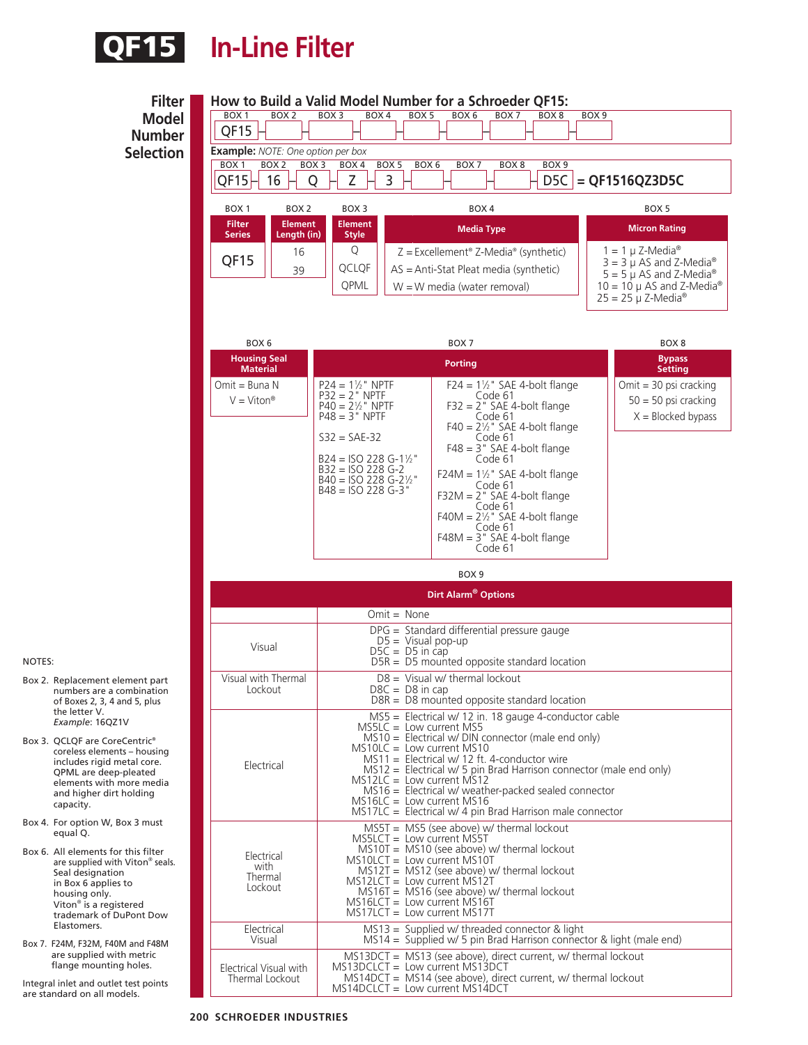# QF15 In-Line Filter

## Filter Model Number Selection

### How to Build a Valid Model Number for a Schroeder QF15:

| BOX 1 | BOX 2 | BOX 3 | BOX 4 | BOX 5 | BOX 6 | BOX 7 | BOX 8 | BOX 9 |
|---|---|---|---|---|---|---|---|---|
| QF15 | | | | | | | | |

**Example:** *NOTE: One option per box*

| BOX 1 | BOX 2 | BOX 3 | BOX 4 | BOX 5 | BOX 6 | BOX 7 | BOX 8 | BOX 9 | |
|---|---|---|---|---|---|---|---|---|---|
| QF15 | 16 | Q | Z | 3 | | | | D5C | = QF1516QZ3D5C |

| BOX 1 Filter Series | BOX 2 Element Length (in) | BOX 3 Element Style | BOX 4 Media Type | BOX 5 Micron Rating |
|---|---|---|---|---|
| QF15 | 16 | Q | Z = Excellement® Z-Media® (synthetic) | 1 = 1 μ Z-Media® |
| | 39 | QCLQF | AS = Anti-Stat Pleat media (synthetic) | 3 = 3 μ AS and Z-Media® |
| | | QPML | W = W media (water removal) | 5 = 5 μ AS and Z-Media® |
| | | | | 10 = 10 μ AS and Z-Media® |
| | | | | 25 = 25 μ Z-Media® |

| BOX 6 Housing Seal Material | BOX 7 Porting | | BOX 8 Bypass Setting |
|---|---|---|---|
| Omit = Buna N | P24 = 1½" NPTF | F24 = 1½" SAE 4-bolt flange Code 61 | Omit = 30 psi cracking |
| V = Viton® | P32 = 2" NPTF | F32 = 2" SAE 4-bolt flange Code 61 | 50 = 50 psi cracking |
| | P40 = 2½" NPTF | F40 = 2½" SAE 4-bolt flange Code 61 | X = Blocked bypass |
| | P48 = 3" NPTF | F48 = 3" SAE 4-bolt flange Code 61 | |
| | S32 = SAE-32 | F24M = 1½" SAE 4-bolt flange Code 61 | |
| | B24 = ISO 228 G-1½" | F32M = 2" SAE 4-bolt flange Code 61 | |
| | B32 = ISO 228 G-2" | F40M = 2½" SAE 4-bolt flange Code 61 | |
| | B40 = ISO 228 G-2½" | F48M = 3" SAE 4-bolt flange Code 61 | |
| | B48 = ISO 228 G-3" | | |

**BOX 9 — Dirt Alarm® Options**

| | |
|---|---|
| | Omit = None |
| Visual | DPG = Standard differential pressure gauge<br>D5 = Visual pop-up<br>D5C = D5 in cap<br>D5R = D5 mounted opposite standard location |
| Visual with Thermal Lockout | D8 = Visual w/ thermal lockout<br>D8C = D8 in cap<br>D8R = D8 mounted opposite standard location |
| Electrical | MS5 = Electrical w/ 12 in. 18 gauge 4-conductor cable<br>MS5LC = Low current MS5<br>MS10 = Electrical w/ DIN connector (male end only)<br>MS10LC = Low current MS10<br>MS11 = Electrical w/ 12 ft. 4-conductor wire<br>MS12 = Electrical w/ 5 pin Brad Harrison connector (male end only)<br>MS12LC = Low current MS12<br>MS16 = Electrical w/ weather-packed sealed connector<br>MS16LC = Low current MS16<br>MS17LC = Electrical w/ 4 pin Brad Harrison male connector |
| Electrical with Thermal Lockout | MS5T = MS5 (see above) w/ thermal lockout<br>MS5LCT = Low current MS5T<br>MS10T = MS10 (see above) w/ thermal lockout<br>MS10LCT = Low current MS10T<br>MS12T = MS12 (see above) w/ thermal lockout<br>MS12LCT = Low current MS12T<br>MS16T = MS16 (see above) w/ thermal lockout<br>MS16LCT = Low current MS16T<br>MS17LCT = Low current MS17T |
| Electrical Visual | MS13 = Supplied w/ threaded connector & light<br>MS14 = Supplied w/ 5 pin Brad Harrison connector & light (male end) |
| Electrical Visual with Thermal Lockout | MS13DCT = MS13 (see above), direct current, w/ thermal lockout<br>MS13DCLCT = Low current MS13DCT<br>MS14DCT = MS14 (see above), direct current, w/ thermal lockout<br>MS14DCLCT = Low current MS14DCT |

NOTES:

Box 2. Replacement element part numbers are a combination of Boxes 2, 3, 4 and 5, plus the letter V. *Example*: 16QZ1V

Box 3. QCLQF are CoreCentric® coreless elements – housing includes rigid metal core. QPML are deep-pleated elements with more media and higher dirt holding capacity.

Box 4. For option W, Box 3 must equal Q.

Box 6. All elements for this filter are supplied with Viton® seals. Seal designation in Box 6 applies to housing only. Viton® is a registered trademark of DuPont Dow Elastomers.

Box 7. F24M, F32M, F40M and F48M are supplied with metric flange mounting holes.

Integral inlet and outlet test points are standard on all models.